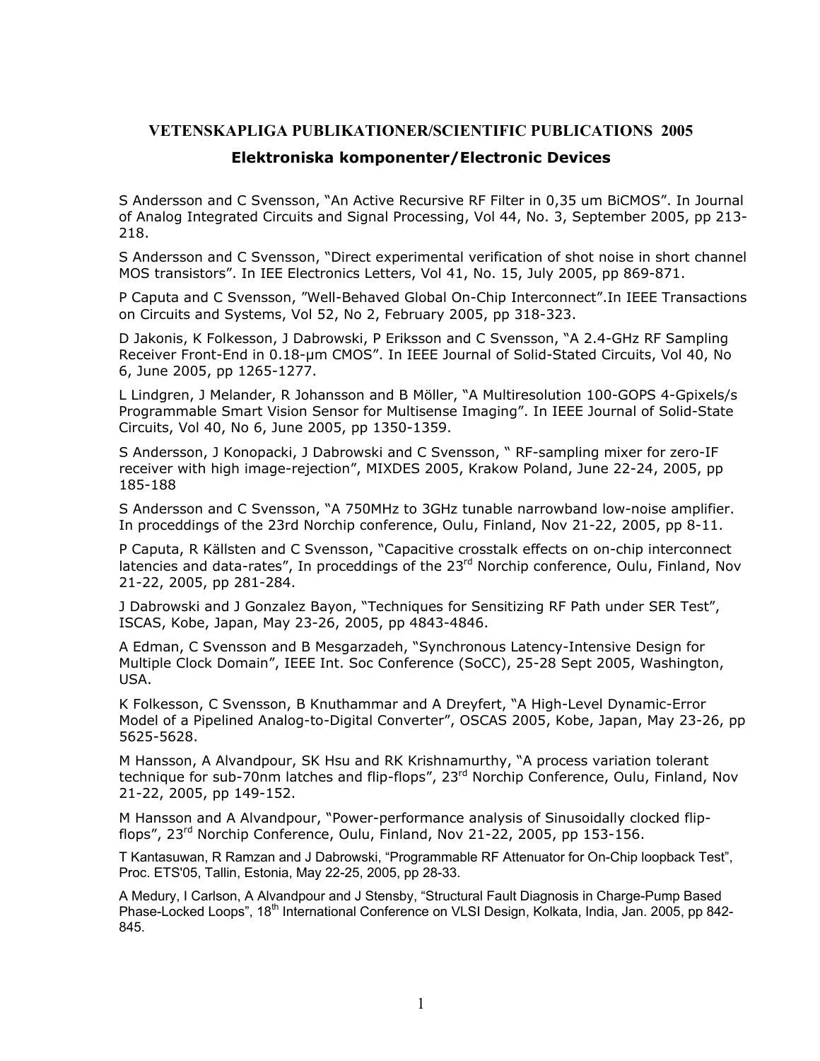## VETENSKAPLIGA PUBLIKATIONER/SCIENTIFIC PUBLICATIONS 2005

### Elektroniska komponenter/Electronic Devices

S Andersson and C Svensson, "An Active Recursive RF Filter in 0,35 um BiCMOS". In Journal of Analog Integrated Circuits and Signal Processing, Vol 44, No. 3, September 2005, pp 213-218.

S Andersson and C Svensson, "Direct experimental verification of shot noise in short channel MOS transistors". In IEE Electronics Letters, Vol 41, No. 15, July 2005, pp 869-871.

P Caputa and C Svensson, "Well-Behaved Global On-Chip Interconnect".In IEEE Transactions on Circuits and Systems, Vol 52, No 2, February 2005, pp 318-323.

D Jakonis, K Folkesson, J Dabrowski, P Eriksson and C Svensson, "A 2.4-GHz RF Sampling Receiver Front-End in 0.18-µm CMOS". In IEEE Journal of Solid-Stated Circuits, Vol 40, No 6, June 2005, pp 1265-1277.

L Lindgren, J Melander, R Johansson and B Möller, "A Multiresolution 100-GOPS 4-Gpixels/s Programmable Smart Vision Sensor for Multisense Imaging". In IEEE Journal of Solid-State Circuits, Vol 40, No 6, June 2005, pp 1350-1359.

S Andersson, J Konopacki, J Dabrowski and C Svensson, " RF-sampling mixer for zero-IF receiver with high image-rejection", MIXDES 2005, Krakow Poland, June 22-24, 2005, pp 185-188

S Andersson and C Svensson, "A 750MHz to 3GHz tunable narrowband low-noise amplifier. In proceddings of the 23rd Norchip conference, Oulu, Finland, Nov 21-22, 2005, pp 8-11.

P Caputa, R Källsten and C Svensson, "Capacitive crosstalk effects on on-chip interconnect latencies and data-rates", In proceddings of the 23rd Norchip conference, Oulu, Finland, Nov 21-22, 2005, pp 281-284.

J Dabrowski and J Gonzalez Bayon, "Techniques for Sensitizing RF Path under SER Test", ISCAS, Kobe, Japan, May 23-26, 2005, pp 4843-4846.

A Edman, C Svensson and B Mesgarzadeh, "Synchronous Latency-Intensive Design for Multiple Clock Domain", IEEE Int. Soc Conference (SoCC), 25-28 Sept 2005, Washington, USA.

K Folkesson, C Svensson, B Knuthammar and A Dreyfert, "A High-Level Dynamic-Error Model of a Pipelined Analog-to-Digital Converter", OSCAS 2005, Kobe, Japan, May 23-26, pp 5625-5628.

M Hansson, A Alvandpour, SK Hsu and RK Krishnamurthy, "A process variation tolerant technique for sub-70nm latches and flip-flops", 23rd Norchip Conference, Oulu, Finland, Nov 21-22, 2005, pp 149-152.

M Hansson and A Alvandpour, "Power-performance analysis of Sinusoidally clocked flip-flops", 23rd Norchip Conference, Oulu, Finland, Nov 21-22, 2005, pp 153-156.

T Kantasuwan, R Ramzan and J Dabrowski, "Programmable RF Attenuator for On-Chip loopback Test", Proc. ETS'05, Tallin, Estonia, May 22-25, 2005, pp 28-33.

A Medury, I Carlson, A Alvandpour and J Stensby, "Structural Fault Diagnosis in Charge-Pump Based Phase-Locked Loops", 18th International Conference on VLSI Design, Kolkata, India, Jan. 2005, pp 842-845.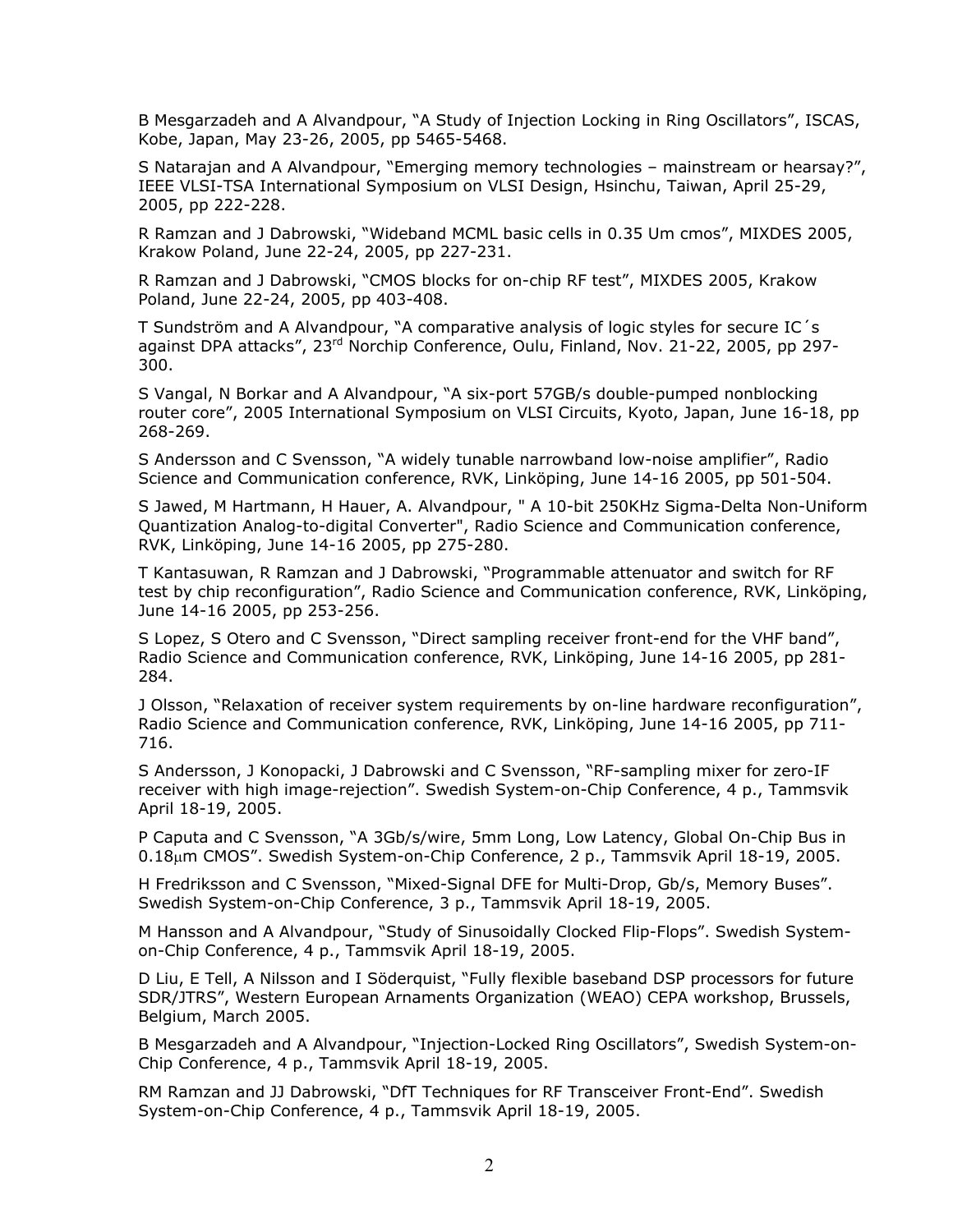B Mesgarzadeh and A Alvandpour, “A Study of Injection Locking in Ring Oscillators”, ISCAS, Kobe, Japan, May 23-26, 2005, pp 5465-5468.

S Natarajan and A Alvandpour, “Emerging memory technologies – mainstream or hearsay?”, IEEE VLSI-TSA International Symposium on VLSI Design, Hsinchu, Taiwan, April 25-29, 2005, pp 222-228.

R Ramzan and J Dabrowski, “Wideband MCML basic cells in 0.35 Um cmos”, MIXDES 2005, Krakow Poland, June 22-24, 2005, pp 227-231.

R Ramzan and J Dabrowski, “CMOS blocks for on-chip RF test”, MIXDES 2005, Krakow Poland, June 22-24, 2005, pp 403-408.

T Sundström and A Alvandpour, “A comparative analysis of logic styles for secure IC´s against DPA attacks”, 23rd Norchip Conference, Oulu, Finland, Nov. 21-22, 2005, pp 297-300.

S Vangal, N Borkar and A Alvandpour, “A six-port 57GB/s double-pumped nonblocking router core”, 2005 International Symposium on VLSI Circuits, Kyoto, Japan, June 16-18, pp 268-269.

S Andersson and C Svensson, “A widely tunable narrowband low-noise amplifier”, Radio Science and Communication conference, RVK, Linköping, June 14-16 2005, pp 501-504.

S Jawed, M Hartmann, H Hauer, A. Alvandpour, " A 10-bit 250KHz Sigma-Delta Non-Uniform Quantization Analog-to-digital Converter", Radio Science and Communication conference, RVK, Linköping, June 14-16 2005, pp 275-280.

T Kantasuwan, R Ramzan and J Dabrowski, “Programmable attenuator and switch for RF test by chip reconfiguration”, Radio Science and Communication conference, RVK, Linköping, June 14-16 2005, pp 253-256.

S Lopez, S Otero and C Svensson, “Direct sampling receiver front-end for the VHF band”, Radio Science and Communication conference, RVK, Linköping, June 14-16 2005, pp 281-284.

J Olsson, “Relaxation of receiver system requirements by on-line hardware reconfiguration”, Radio Science and Communication conference, RVK, Linköping, June 14-16 2005, pp 711-716.

S Andersson, J Konopacki, J Dabrowski and C Svensson, “RF-sampling mixer for zero-IF receiver with high image-rejection”. Swedish System-on-Chip Conference, 4 p., Tammsvik April 18-19, 2005.

P Caputa and C Svensson, “A 3Gb/s/wire, 5mm Long, Low Latency, Global On-Chip Bus in 0.18μm CMOS”. Swedish System-on-Chip Conference, 2 p., Tammsvik April 18-19, 2005.

H Fredriksson and C Svensson, “Mixed-Signal DFE for Multi-Drop, Gb/s, Memory Buses”. Swedish System-on-Chip Conference, 3 p., Tammsvik April 18-19, 2005.

M Hansson and A Alvandpour, “Study of Sinusoidally Clocked Flip-Flops”. Swedish System-on-Chip Conference, 4 p., Tammsvik April 18-19, 2005.

D Liu, E Tell, A Nilsson and I Söderquist, “Fully flexible baseband DSP processors for future SDR/JTRS”, Western European Arnaments Organization (WEAO) CEPA workshop, Brussels, Belgium, March 2005.

B Mesgarzadeh and A Alvandpour, “Injection-Locked Ring Oscillators”, Swedish System-on-Chip Conference, 4 p., Tammsvik April 18-19, 2005.

RM Ramzan and JJ Dabrowski, “DfT Techniques for RF Transceiver Front-End”. Swedish System-on-Chip Conference, 4 p., Tammsvik April 18-19, 2005.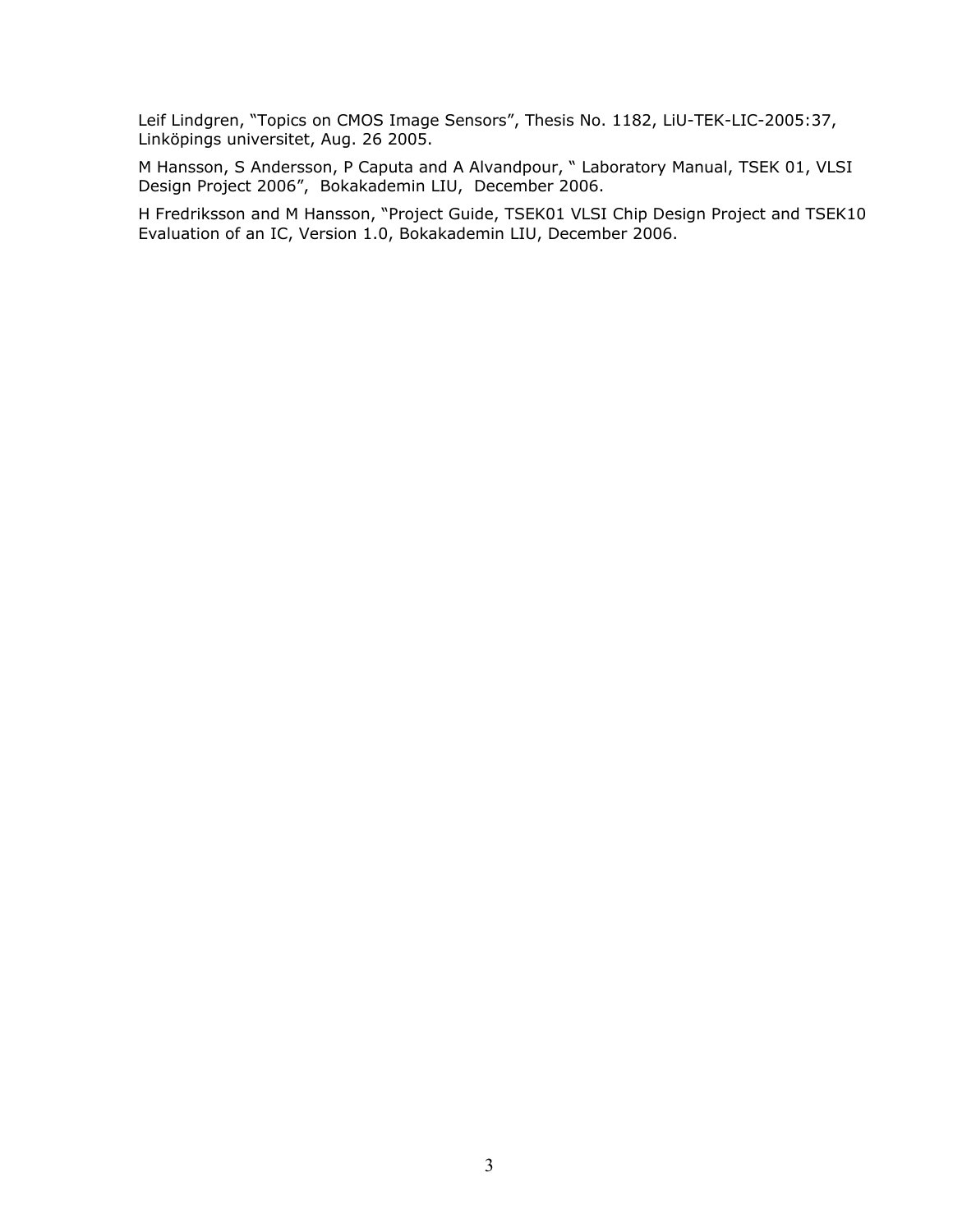Leif Lindgren, "Topics on CMOS Image Sensors", Thesis No. 1182, LiU-TEK-LIC-2005:37, Linköpings universitet, Aug. 26 2005.

M Hansson, S Andersson, P Caputa and A Alvandpour, " Laboratory Manual, TSEK 01, VLSI Design Project 2006", Bokakademin LIU, December 2006.

H Fredriksson and M Hansson, "Project Guide, TSEK01 VLSI Chip Design Project and TSEK10 Evaluation of an IC, Version 1.0, Bokakademin LIU, December 2006.